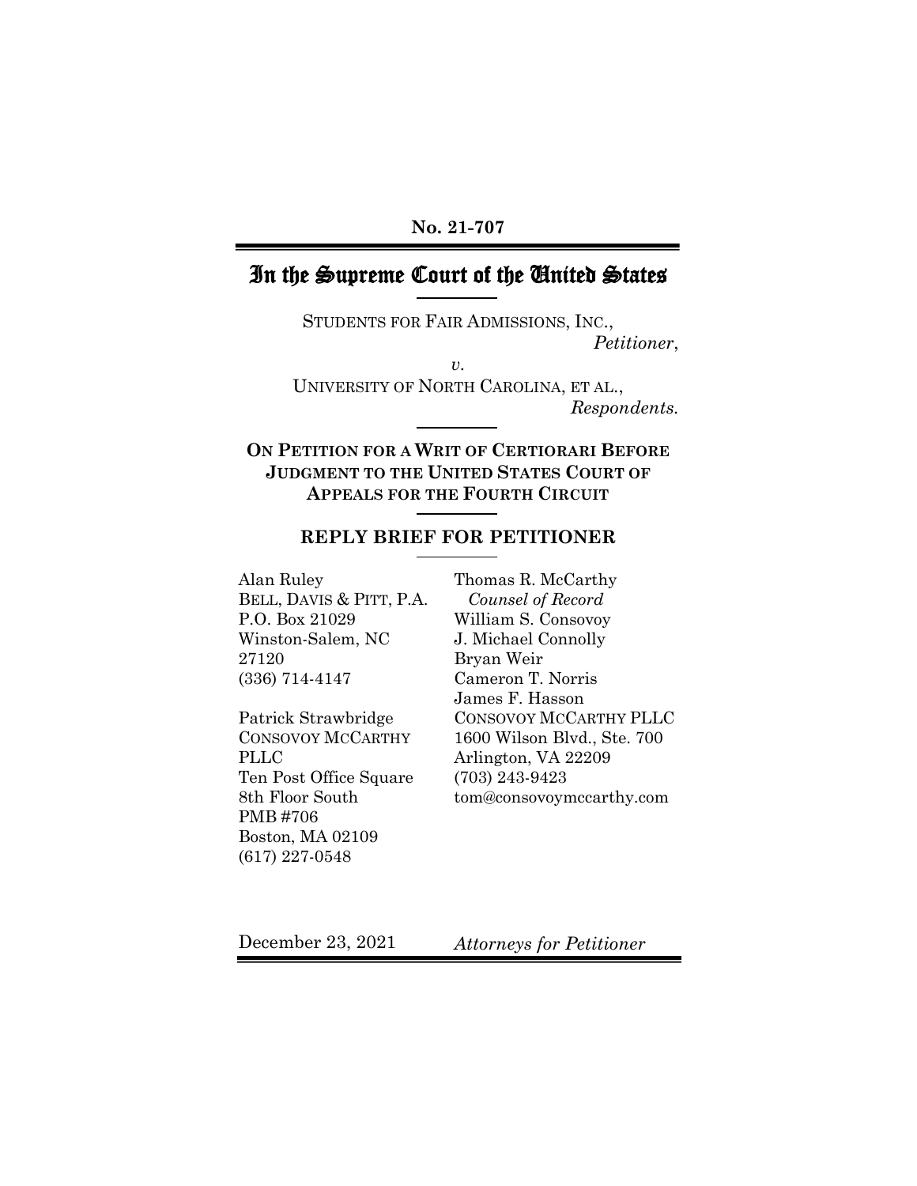**No. 21-707**

# In the Supreme Court of the United States

STUDENTS FOR FAIR ADMISSIONS, INC.,
*Petitioner*,

*v.*

UNIVERSITY OF NORTH CAROLINA, ET AL.,
*Respondents.*

**ON PETITION FOR A WRIT OF CERTIORARI BEFORE JUDGMENT TO THE UNITED STATES COURT OF APPEALS FOR THE FOURTH CIRCUIT**

## REPLY BRIEF FOR PETITIONER

Alan Ruley
BELL, DAVIS & PITT, P.A.
P.O. Box 21029
Winston-Salem, NC 27120
(336) 714-4147

Patrick Strawbridge
CONSOVOY MCCARTHY PLLC
Ten Post Office Square
8th Floor South
PMB #706
Boston, MA 02109
(617) 227-0548

Thomas R. McCarthy
*Counsel of Record*
William S. Consovoy
J. Michael Connolly
Bryan Weir
Cameron T. Norris
James F. Hasson
CONSOVOY MCCARTHY PLLC
1600 Wilson Blvd., Ste. 700
Arlington, VA 22209
(703) 243-9423
tom@consovoymccarthy.com

December 23, 2021 *Attorneys for Petitioner*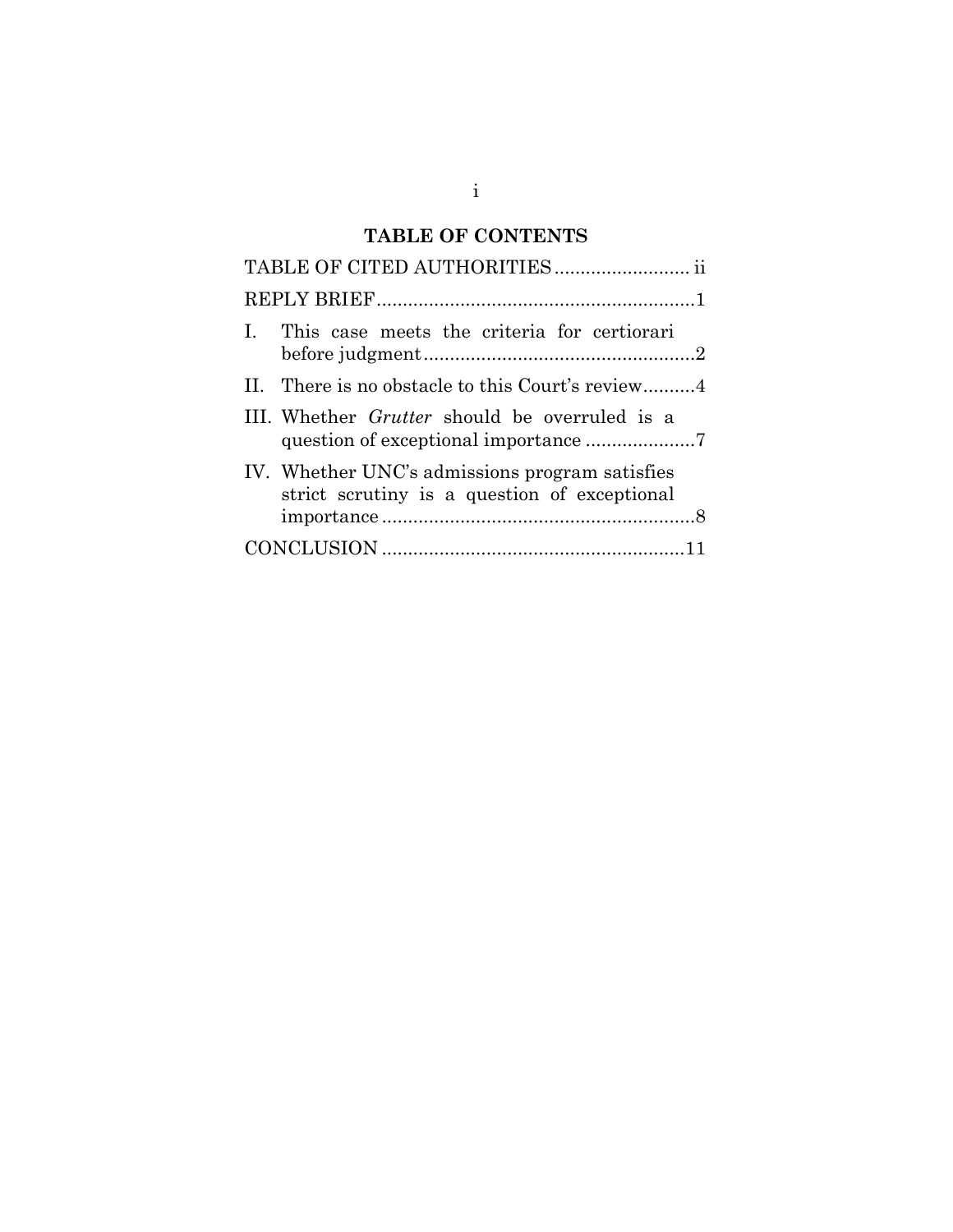## TABLE OF CONTENTS

TABLE OF CITED AUTHORITIES .......................... ii

REPLY BRIEF ............................................................ 1

I. This case meets the criteria for certiorari before judgment .................................................... 2

II. There is no obstacle to this Court's review .......... 4

III. Whether *Grutter* should be overruled is a question of exceptional importance ..................... 7

IV. Whether UNC's admissions program satisfies strict scrutiny is a question of exceptional importance ........................................................... 8

CONCLUSION .......................................................... 11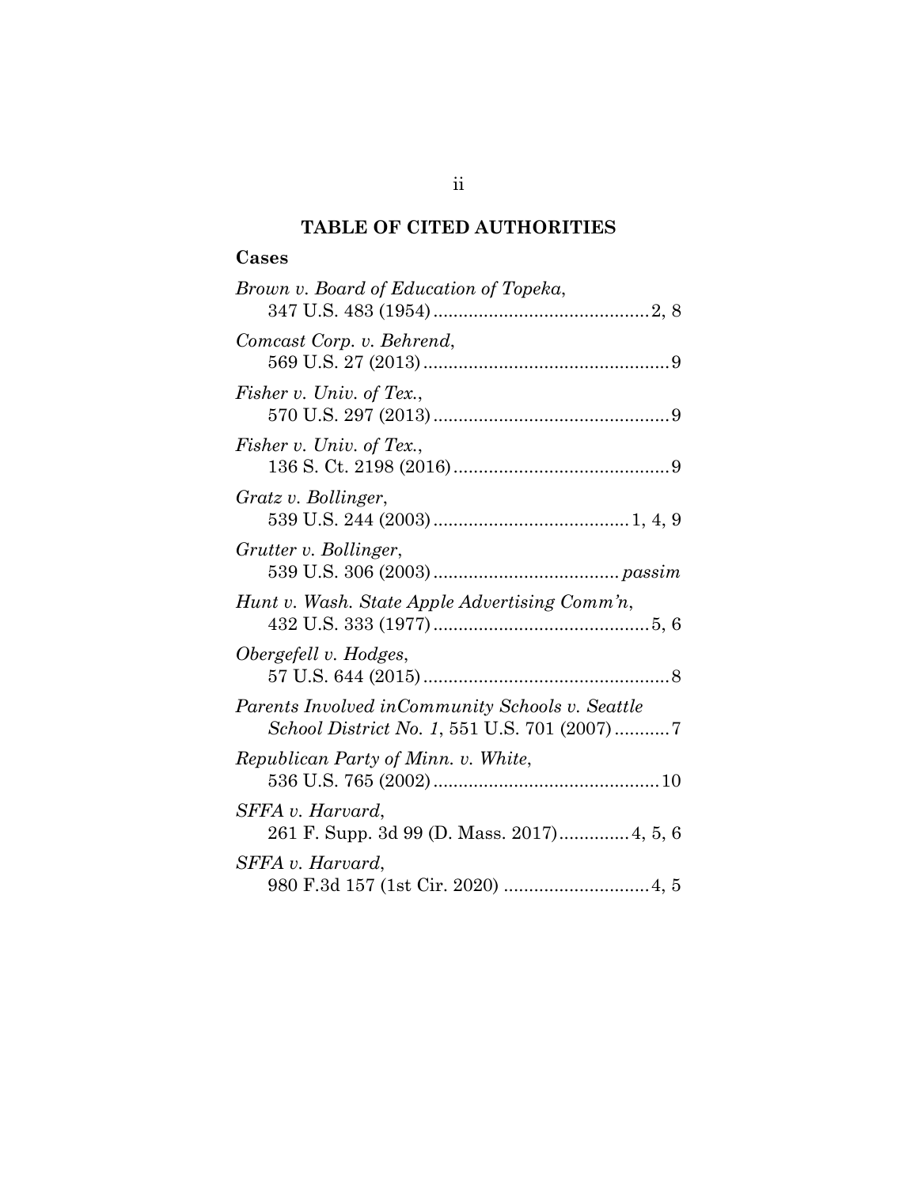## TABLE OF CITED AUTHORITIES

### Cases

*Brown v. Board of Education of Topeka*,
347 U.S. 483 (1954) .......................................... 2, 8

*Comcast Corp. v. Behrend*,
569 U.S. 27 (2013) ................................................ 9

*Fisher v. Univ. of Tex.*,
570 U.S. 297 (2013) .............................................. 9

*Fisher v. Univ. of Tex.*,
136 S. Ct. 2198 (2016) .......................................... 9

*Gratz v. Bollinger*,
539 U.S. 244 (2003) ...................................... 1, 4, 9

*Grutter v. Bollinger*,
539 U.S. 306 (2003) .................................... *passim*

*Hunt v. Wash. State Apple Advertising Comm'n*,
432 U.S. 333 (1977) .......................................... 5, 6

*Obergefell v. Hodges*,
57 U.S. 644 (2015) ................................................ 8

*Parents Involved inCommunity Schools v. Seattle School District No. 1*, 551 U.S. 701 (2007) ........... 7

*Republican Party of Minn. v. White*,
536 U.S. 765 (2002) ............................................ 10

*SFFA v. Harvard*,
261 F. Supp. 3d 99 (D. Mass. 2017) ............. 4, 5, 6

*SFFA v. Harvard*,
980 F.3d 157 (1st Cir. 2020) ............................ 4, 5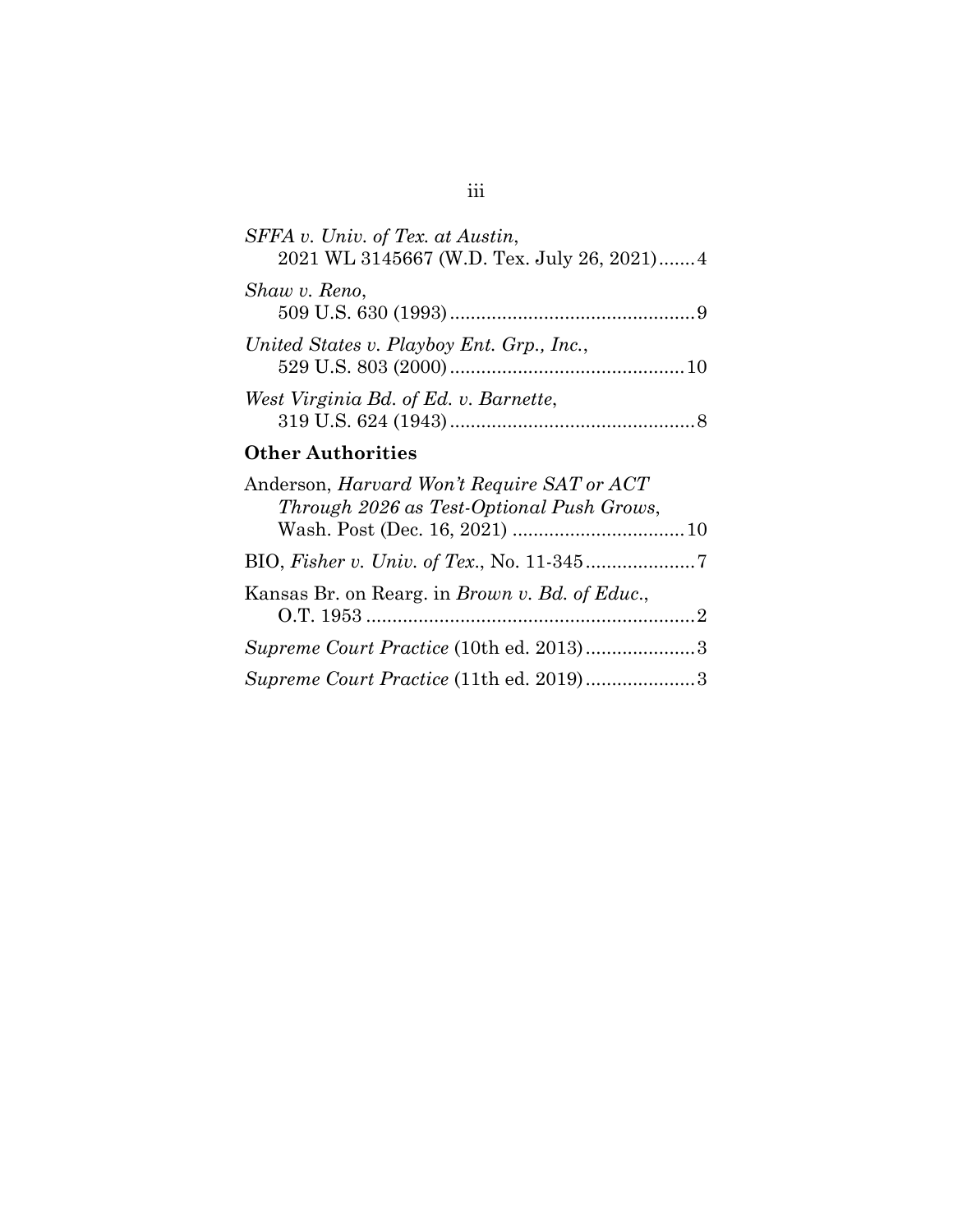*SFFA v. Univ. of Tex. at Austin*,
2021 WL 3145667 (W.D. Tex. July 26, 2021)....... 4

*Shaw v. Reno*,
509 U.S. 630 (1993)............................................... 9

*United States v. Playboy Ent. Grp., Inc.*,
529 U.S. 803 (2000)............................................. 10

*West Virginia Bd. of Ed. v. Barnette*,
319 U.S. 624 (1943)............................................... 8

**Other Authorities**

Anderson, *Harvard Won't Require SAT or ACT Through 2026 as Test-Optional Push Grows*,
Wash. Post (Dec. 16, 2021) ................................. 10

BIO, *Fisher v. Univ. of Tex.*, No. 11-345..................... 7

Kansas Br. on Rearg. in *Brown v. Bd. of Educ.*,
O.T. 1953 ............................................................... 2

*Supreme Court Practice* (10th ed. 2013)..................... 3

*Supreme Court Practice* (11th ed. 2019)..................... 3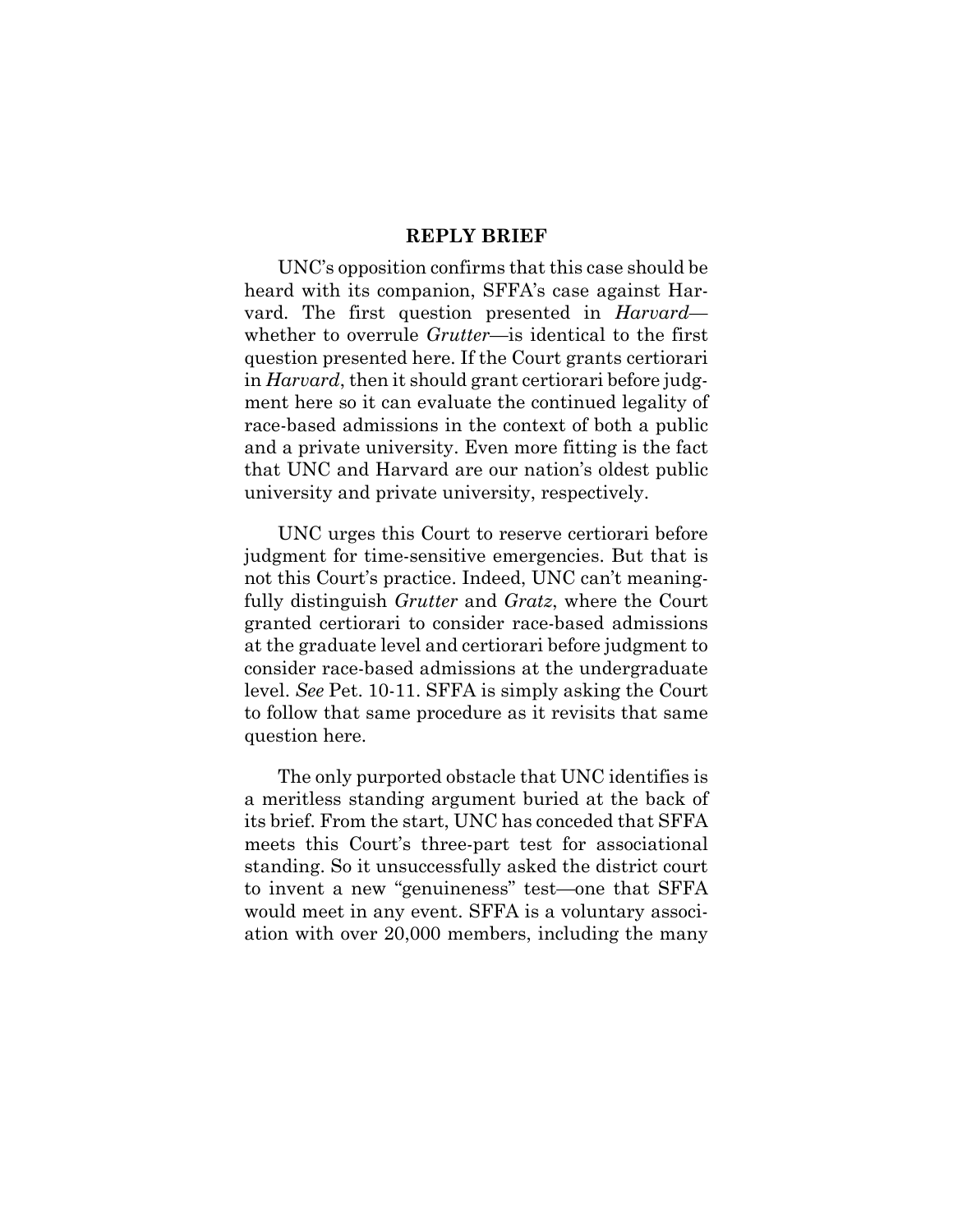## REPLY BRIEF

UNC's opposition confirms that this case should be heard with its companion, SFFA's case against Harvard. The first question presented in *Harvard*—whether to overrule *Grutter*—is identical to the first question presented here. If the Court grants certiorari in *Harvard*, then it should grant certiorari before judgment here so it can evaluate the continued legality of race-based admissions in the context of both a public and a private university. Even more fitting is the fact that UNC and Harvard are our nation's oldest public university and private university, respectively.

UNC urges this Court to reserve certiorari before judgment for time-sensitive emergencies. But that is not this Court's practice. Indeed, UNC can't meaningfully distinguish *Grutter* and *Gratz*, where the Court granted certiorari to consider race-based admissions at the graduate level and certiorari before judgment to consider race-based admissions at the undergraduate level. *See* Pet. 10-11. SFFA is simply asking the Court to follow that same procedure as it revisits that same question here.

The only purported obstacle that UNC identifies is a meritless standing argument buried at the back of its brief. From the start, UNC has conceded that SFFA meets this Court's three-part test for associational standing. So it unsuccessfully asked the district court to invent a new "genuineness" test—one that SFFA would meet in any event. SFFA is a voluntary association with over 20,000 members, including the many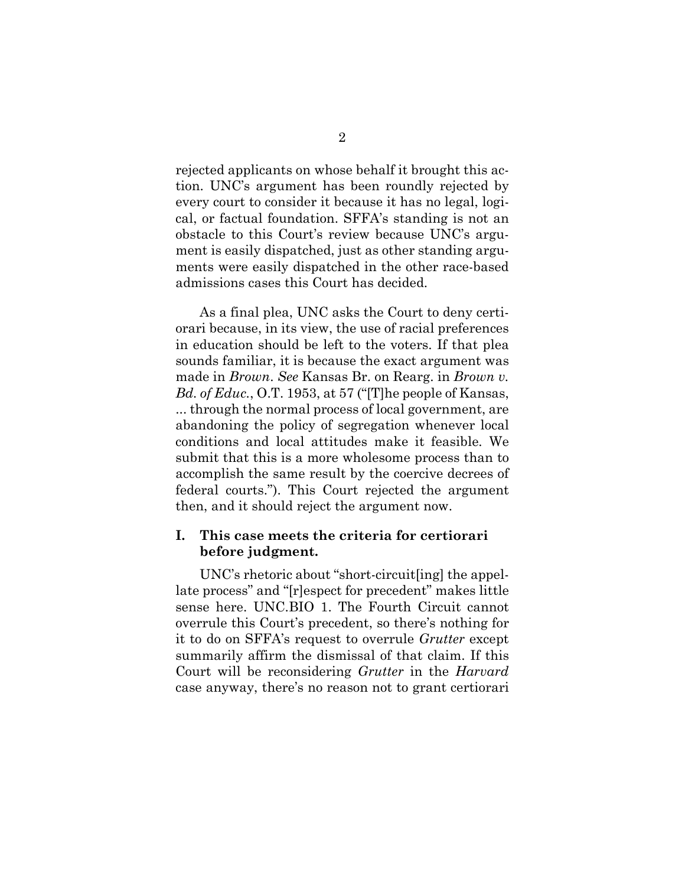rejected applicants on whose behalf it brought this action. UNC's argument has been roundly rejected by every court to consider it because it has no legal, logical, or factual foundation. SFFA's standing is not an obstacle to this Court's review because UNC's argument is easily dispatched, just as other standing arguments were easily dispatched in the other race-based admissions cases this Court has decided.

As a final plea, UNC asks the Court to deny certiorari because, in its view, the use of racial preferences in education should be left to the voters. If that plea sounds familiar, it is because the exact argument was made in *Brown*. *See* Kansas Br. on Rearg. in *Brown v. Bd. of Educ.*, O.T. 1953, at 57 ("[T]he people of Kansas, ... through the normal process of local government, are abandoning the policy of segregation whenever local conditions and local attitudes make it feasible. We submit that this is a more wholesome process than to accomplish the same result by the coercive decrees of federal courts."). This Court rejected the argument then, and it should reject the argument now.

## I. This case meets the criteria for certiorari before judgment.

UNC's rhetoric about "short-circuit[ing] the appellate process" and "[r]espect for precedent" makes little sense here. UNC.BIO 1. The Fourth Circuit cannot overrule this Court's precedent, so there's nothing for it to do on SFFA's request to overrule *Grutter* except summarily affirm the dismissal of that claim. If this Court will be reconsidering *Grutter* in the *Harvard* case anyway, there's no reason not to grant certiorari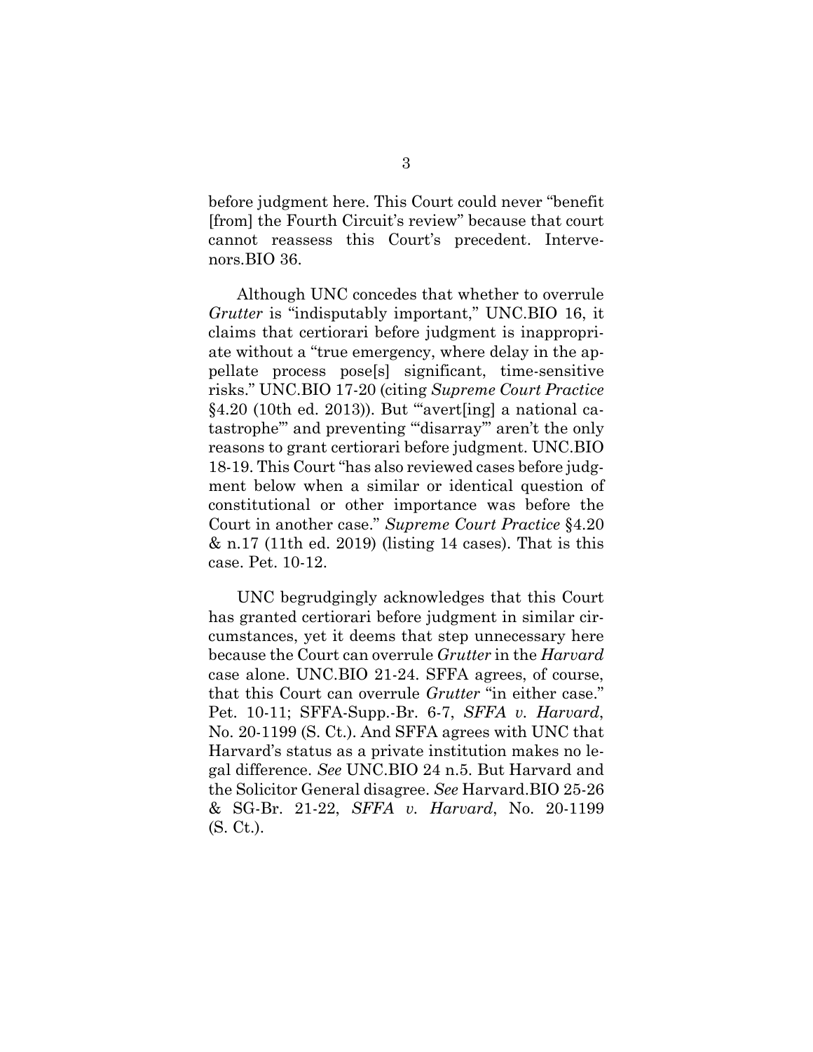before judgment here. This Court could never "benefit [from] the Fourth Circuit's review" because that court cannot reassess this Court's precedent. Intervenors.BIO 36.

Although UNC concedes that whether to overrule *Grutter* is "indisputably important," UNC.BIO 16, it claims that certiorari before judgment is inappropriate without a "true emergency, where delay in the appellate process pose[s] significant, time-sensitive risks." UNC.BIO 17-20 (citing *Supreme Court Practice* §4.20 (10th ed. 2013)). But "'avert[ing] a national catastrophe'" and preventing "'disarray'" aren't the only reasons to grant certiorari before judgment. UNC.BIO 18-19. This Court "has also reviewed cases before judgment below when a similar or identical question of constitutional or other importance was before the Court in another case." *Supreme Court Practice* §4.20 & n.17 (11th ed. 2019) (listing 14 cases). That is this case. Pet. 10-12.

UNC begrudgingly acknowledges that this Court has granted certiorari before judgment in similar circumstances, yet it deems that step unnecessary here because the Court can overrule *Grutter* in the *Harvard* case alone. UNC.BIO 21-24. SFFA agrees, of course, that this Court can overrule *Grutter* "in either case." Pet. 10-11; SFFA-Supp.-Br. 6-7, *SFFA v. Harvard*, No. 20-1199 (S. Ct.). And SFFA agrees with UNC that Harvard's status as a private institution makes no legal difference. *See* UNC.BIO 24 n.5. But Harvard and the Solicitor General disagree. *See* Harvard.BIO 25-26 & SG-Br. 21-22, *SFFA v. Harvard*, No. 20-1199 (S. Ct.).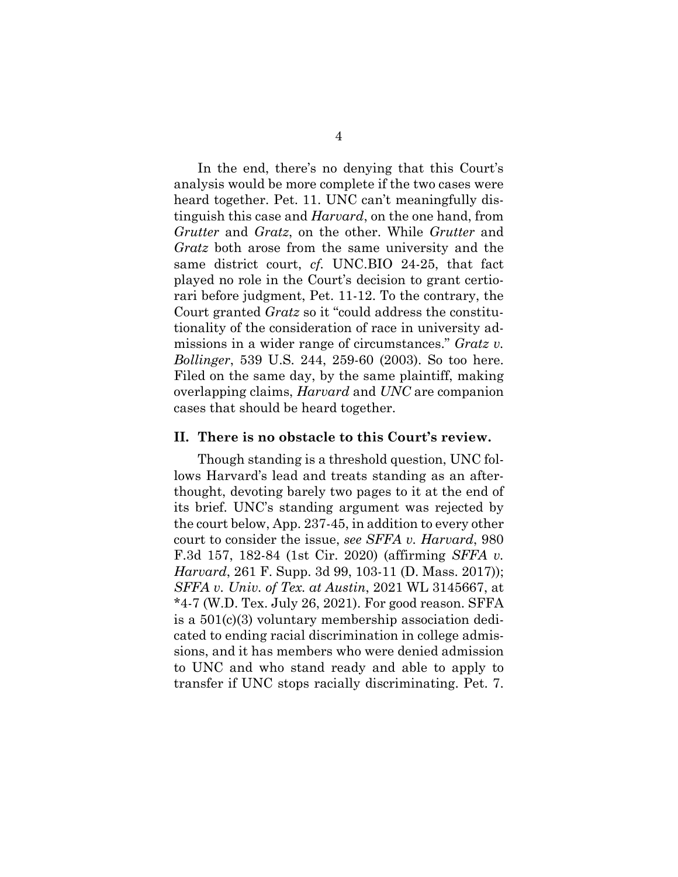In the end, there's no denying that this Court's analysis would be more complete if the two cases were heard together. Pet. 11. UNC can't meaningfully distinguish this case and *Harvard*, on the one hand, from *Grutter* and *Gratz*, on the other. While *Grutter* and *Gratz* both arose from the same university and the same district court, *cf.* UNC.BIO 24-25, that fact played no role in the Court's decision to grant certiorari before judgment, Pet. 11-12. To the contrary, the Court granted *Gratz* so it "could address the constitutionality of the consideration of race in university admissions in a wider range of circumstances." *Gratz v. Bollinger*, 539 U.S. 244, 259-60 (2003). So too here. Filed on the same day, by the same plaintiff, making overlapping claims, *Harvard* and *UNC* are companion cases that should be heard together.

## II. There is no obstacle to this Court's review.

Though standing is a threshold question, UNC follows Harvard's lead and treats standing as an afterthought, devoting barely two pages to it at the end of its brief. UNC's standing argument was rejected by the court below, App. 237-45, in addition to every other court to consider the issue, *see SFFA v. Harvard*, 980 F.3d 157, 182-84 (1st Cir. 2020) (affirming *SFFA v. Harvard*, 261 F. Supp. 3d 99, 103-11 (D. Mass. 2017)); *SFFA v. Univ. of Tex. at Austin*, 2021 WL 3145667, at *4-7 (W.D. Tex. July 26, 2021). For good reason. SFFA is a 501(c)(3) voluntary membership association dedicated to ending racial discrimination in college admissions, and it has members who were denied admission to UNC and who stand ready and able to apply to transfer if UNC stops racially discriminating. Pet. 7.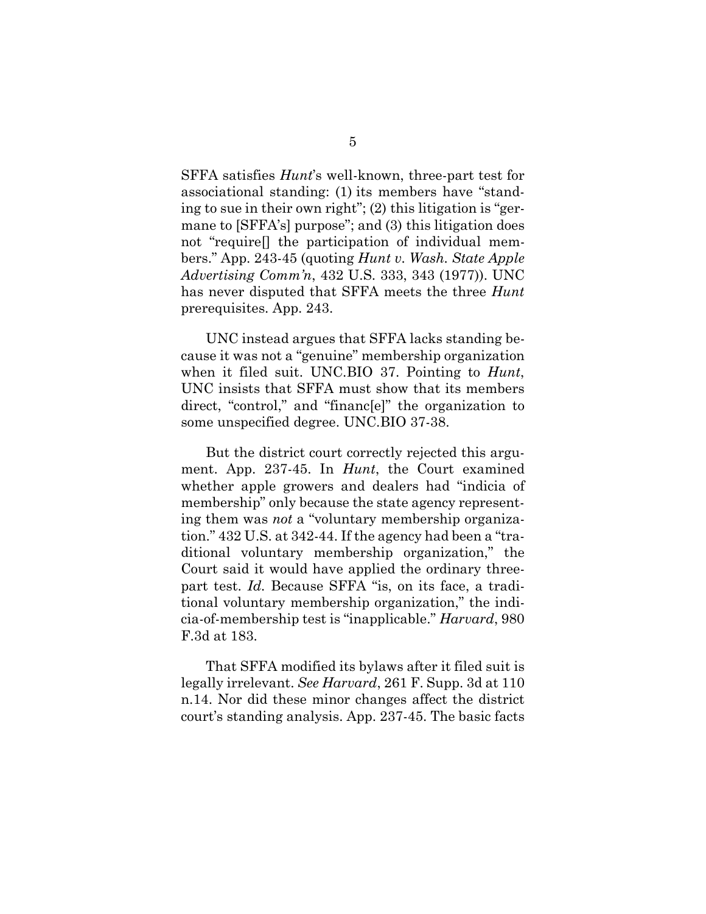SFFA satisfies *Hunt*'s well-known, three-part test for associational standing: (1) its members have "standing to sue in their own right"; (2) this litigation is "germane to [SFFA's] purpose"; and (3) this litigation does not "require[] the participation of individual members." App. 243-45 (quoting *Hunt v. Wash. State Apple Advertising Comm'n*, 432 U.S. 333, 343 (1977)). UNC has never disputed that SFFA meets the three *Hunt* prerequisites. App. 243.

UNC instead argues that SFFA lacks standing because it was not a "genuine" membership organization when it filed suit. UNC.BIO 37. Pointing to *Hunt*, UNC insists that SFFA must show that its members direct, "control," and "financ[e]" the organization to some unspecified degree. UNC.BIO 37-38.

But the district court correctly rejected this argument. App. 237-45. In *Hunt*, the Court examined whether apple growers and dealers had "indicia of membership" only because the state agency representing them was *not* a "voluntary membership organization." 432 U.S. at 342-44. If the agency had been a "traditional voluntary membership organization," the Court said it would have applied the ordinary three-part test. *Id.* Because SFFA "is, on its face, a traditional voluntary membership organization," the indicia-of-membership test is "inapplicable." *Harvard*, 980 F.3d at 183.

That SFFA modified its bylaws after it filed suit is legally irrelevant. *See Harvard*, 261 F. Supp. 3d at 110 n.14. Nor did these minor changes affect the district court's standing analysis. App. 237-45. The basic facts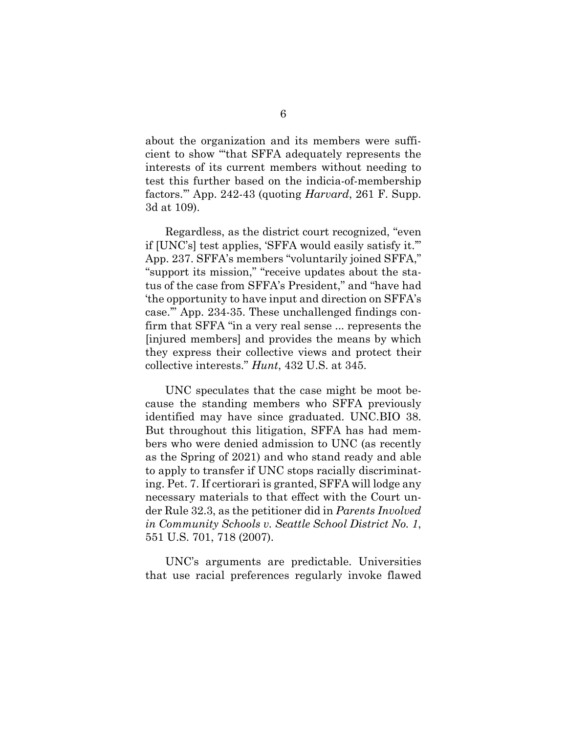about the organization and its members were sufficient to show "'that SFFA adequately represents the interests of its current members without needing to test this further based on the indicia-of-membership factors.'" App. 242-43 (quoting *Harvard*, 261 F. Supp. 3d at 109).

Regardless, as the district court recognized, "even if [UNC's] test applies, 'SFFA would easily satisfy it.'" App. 237. SFFA's members "voluntarily joined SFFA," "support its mission," "receive updates about the status of the case from SFFA's President," and "have had 'the opportunity to have input and direction on SFFA's case.'" App. 234-35. These unchallenged findings confirm that SFFA "in a very real sense ... represents the [injured members] and provides the means by which they express their collective views and protect their collective interests." *Hunt*, 432 U.S. at 345.

UNC speculates that the case might be moot because the standing members who SFFA previously identified may have since graduated. UNC.BIO 38. But throughout this litigation, SFFA has had members who were denied admission to UNC (as recently as the Spring of 2021) and who stand ready and able to apply to transfer if UNC stops racially discriminating. Pet. 7. If certiorari is granted, SFFA will lodge any necessary materials to that effect with the Court under Rule 32.3, as the petitioner did in *Parents Involved in Community Schools v. Seattle School District No. 1*, 551 U.S. 701, 718 (2007).

UNC's arguments are predictable. Universities that use racial preferences regularly invoke flawed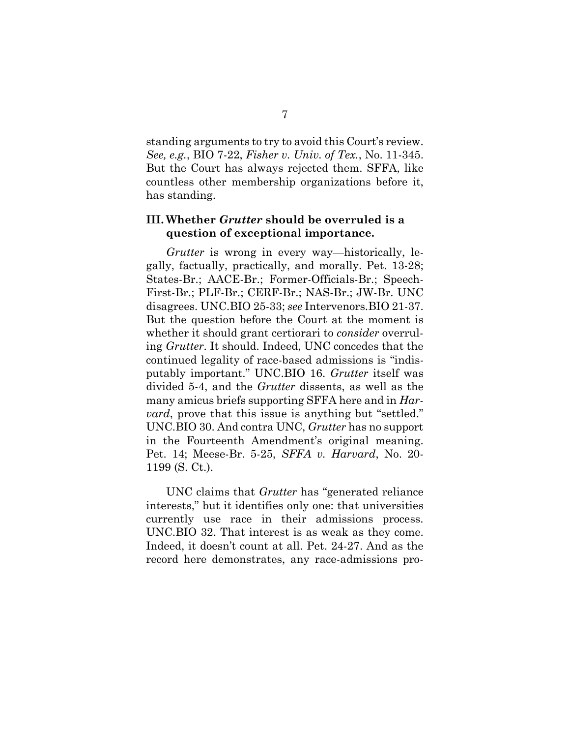standing arguments to try to avoid this Court's review. *See, e.g.*, BIO 7-22, *Fisher v. Univ. of Tex.*, No. 11-345. But the Court has always rejected them. SFFA, like countless other membership organizations before it, has standing.

### III. Whether *Grutter* should be overruled is a question of exceptional importance.

*Grutter* is wrong in every way—historically, legally, factually, practically, and morally. Pet. 13-28; States-Br.; AACE-Br.; Former-Officials-Br.; Speech-First-Br.; PLF-Br.; CERF-Br.; NAS-Br.; JW-Br. UNC disagrees. UNC.BIO 25-33; *see* Intervenors.BIO 21-37. But the question before the Court at the moment is whether it should grant certiorari to *consider* overruling *Grutter*. It should. Indeed, UNC concedes that the continued legality of race-based admissions is "indisputably important." UNC.BIO 16. *Grutter* itself was divided 5-4, and the *Grutter* dissents, as well as the many amicus briefs supporting SFFA here and in *Harvard*, prove that this issue is anything but "settled." UNC.BIO 30. And contra UNC, *Grutter* has no support in the Fourteenth Amendment's original meaning. Pet. 14; Meese-Br. 5-25, *SFFA v. Harvard*, No. 20-1199 (S. Ct.).

UNC claims that *Grutter* has "generated reliance interests," but it identifies only one: that universities currently use race in their admissions process. UNC.BIO 32. That interest is as weak as they come. Indeed, it doesn't count at all. Pet. 24-27. And as the record here demonstrates, any race-admissions pro-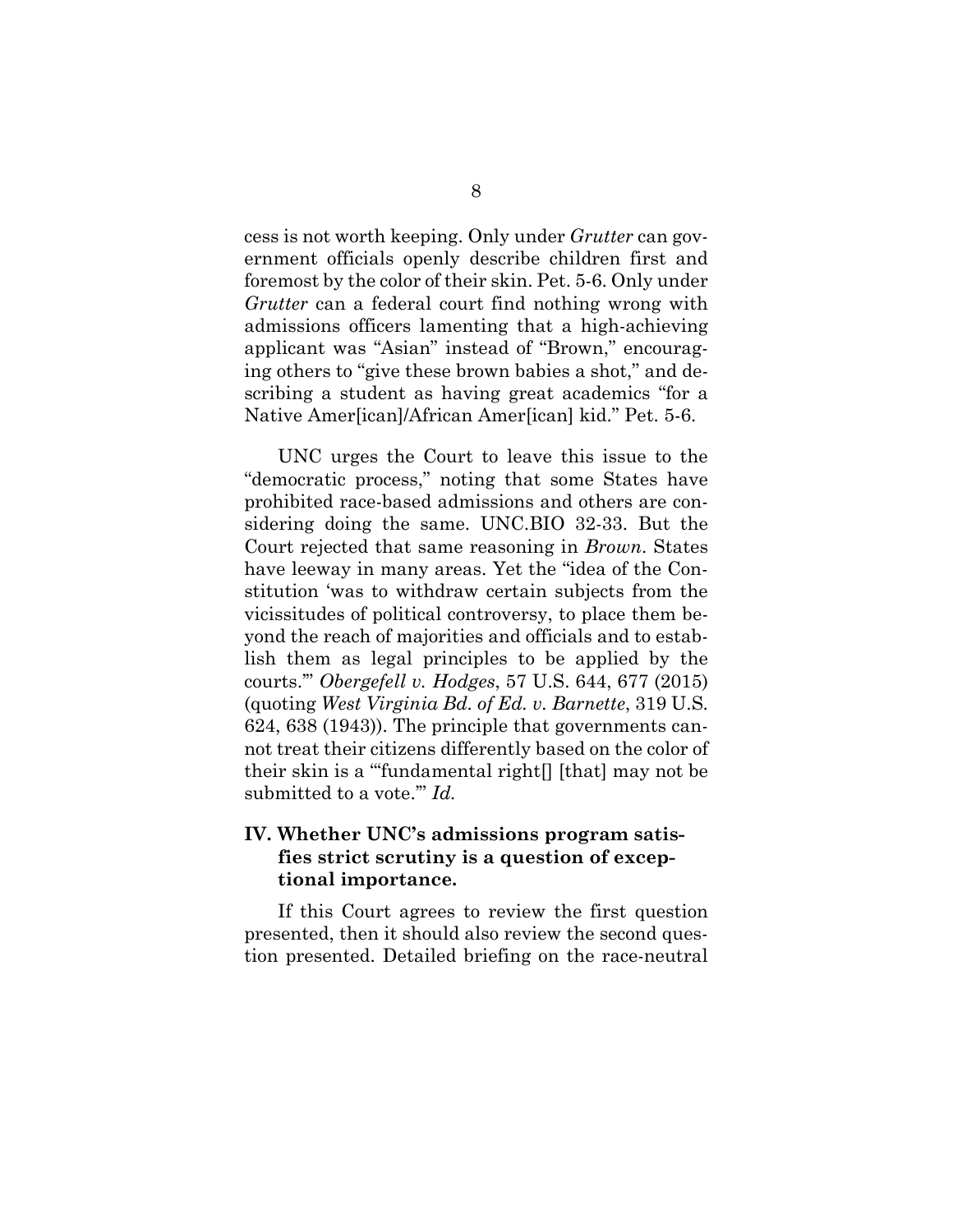cess is not worth keeping. Only under *Grutter* can government officials openly describe children first and foremost by the color of their skin. Pet. 5-6. Only under *Grutter* can a federal court find nothing wrong with admissions officers lamenting that a high-achieving applicant was "Asian" instead of "Brown," encouraging others to "give these brown babies a shot," and describing a student as having great academics "for a Native Amer[ican]/African Amer[ican] kid." Pet. 5-6.

UNC urges the Court to leave this issue to the "democratic process," noting that some States have prohibited race-based admissions and others are considering doing the same. UNC.BIO 32-33. But the Court rejected that same reasoning in *Brown*. States have leeway in many areas. Yet the "idea of the Constitution 'was to withdraw certain subjects from the vicissitudes of political controversy, to place them beyond the reach of majorities and officials and to establish them as legal principles to be applied by the courts.'" *Obergefell v. Hodges*, 57 U.S. 644, 677 (2015) (quoting *West Virginia Bd. of Ed. v. Barnette*, 319 U.S. 624, 638 (1943)). The principle that governments cannot treat their citizens differently based on the color of their skin is a "'fundamental right[] [that] may not be submitted to a vote.'" *Id.*

## IV. Whether UNC's admissions program satisfies strict scrutiny is a question of exceptional importance.

If this Court agrees to review the first question presented, then it should also review the second question presented. Detailed briefing on the race-neutral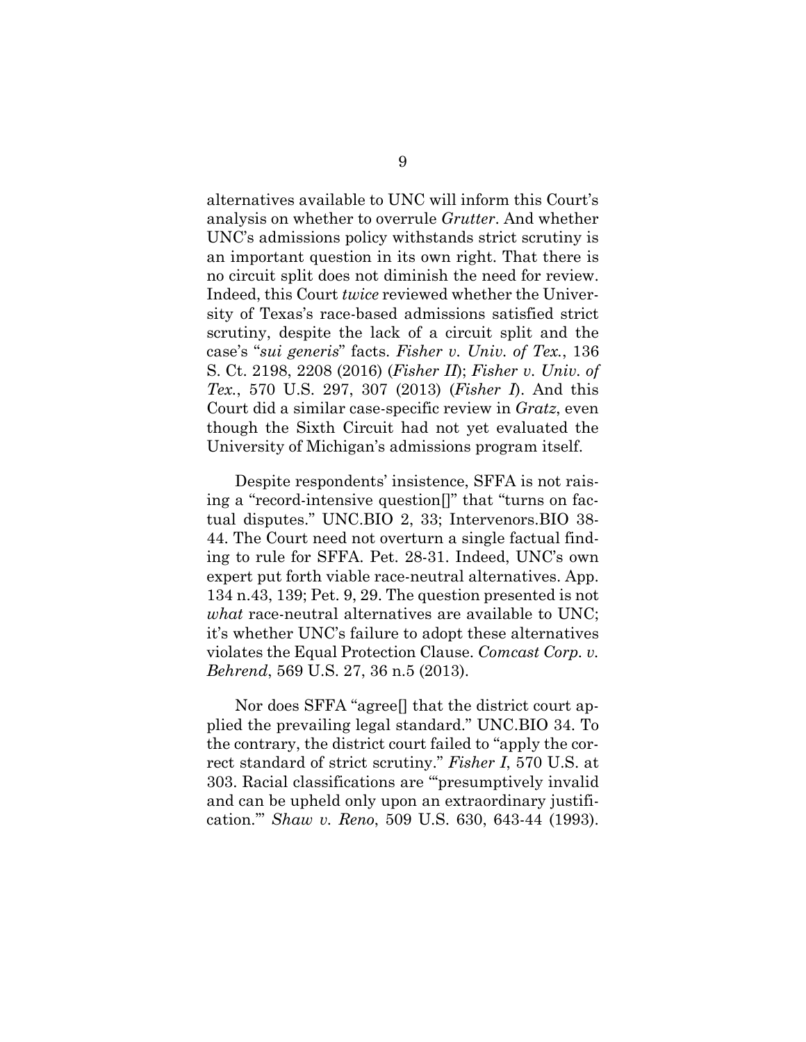alternatives available to UNC will inform this Court's analysis on whether to overrule *Grutter*. And whether UNC's admissions policy withstands strict scrutiny is an important question in its own right. That there is no circuit split does not diminish the need for review. Indeed, this Court *twice* reviewed whether the University of Texas's race-based admissions satisfied strict scrutiny, despite the lack of a circuit split and the case's "*sui generis*" facts. *Fisher v. Univ. of Tex.*, 136 S. Ct. 2198, 2208 (2016) (*Fisher II*); *Fisher v. Univ. of Tex.*, 570 U.S. 297, 307 (2013) (*Fisher I*). And this Court did a similar case-specific review in *Gratz*, even though the Sixth Circuit had not yet evaluated the University of Michigan's admissions program itself.

Despite respondents' insistence, SFFA is not raising a "record-intensive question[]" that "turns on factual disputes." UNC.BIO 2, 33; Intervenors.BIO 38-44. The Court need not overturn a single factual finding to rule for SFFA. Pet. 28-31. Indeed, UNC's own expert put forth viable race-neutral alternatives. App. 134 n.43, 139; Pet. 9, 29. The question presented is not *what* race-neutral alternatives are available to UNC; it's whether UNC's failure to adopt these alternatives violates the Equal Protection Clause. *Comcast Corp. v. Behrend*, 569 U.S. 27, 36 n.5 (2013).

Nor does SFFA "agree[] that the district court applied the prevailing legal standard." UNC.BIO 34. To the contrary, the district court failed to "apply the correct standard of strict scrutiny." *Fisher I*, 570 U.S. at 303. Racial classifications are "'presumptively invalid and can be upheld only upon an extraordinary justification.'" *Shaw v. Reno*, 509 U.S. 630, 643-44 (1993).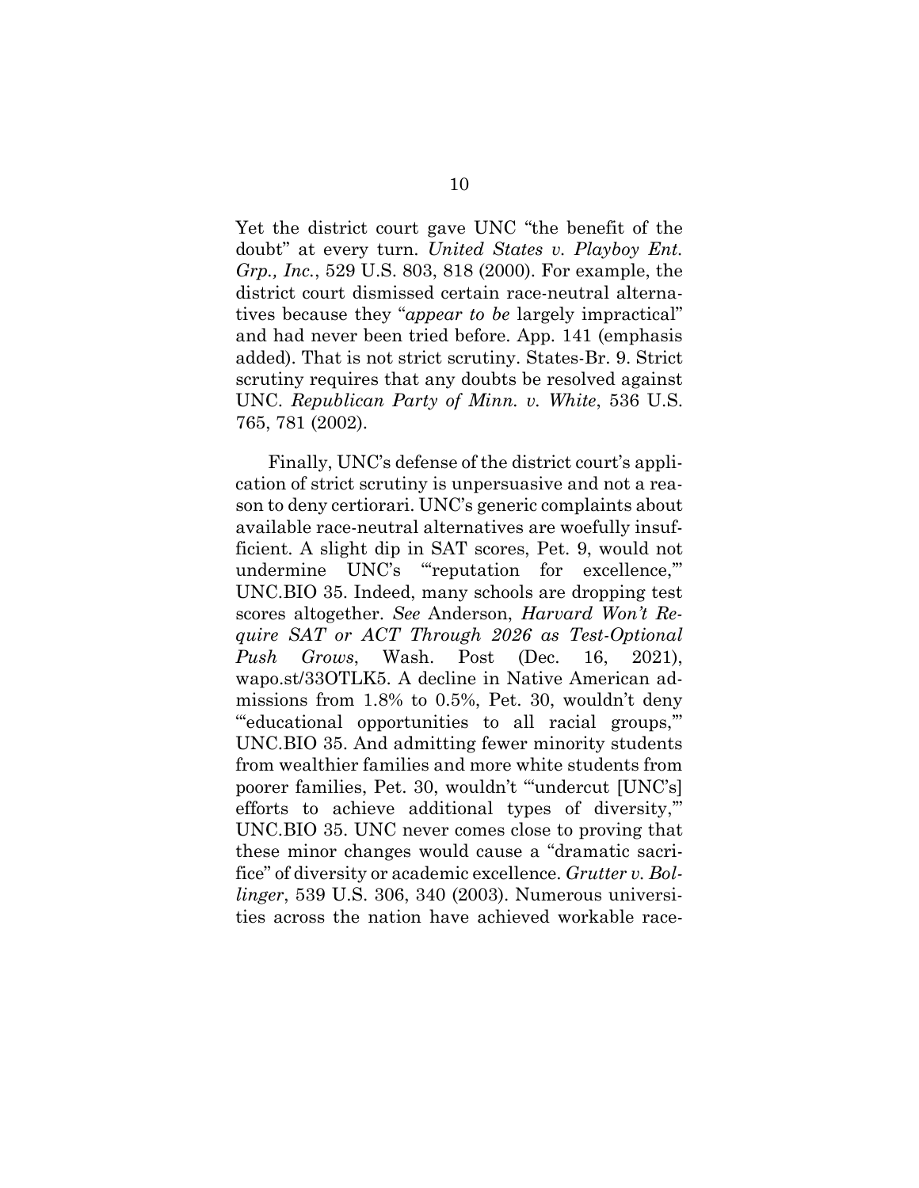Yet the district court gave UNC "the benefit of the doubt" at every turn. *United States v. Playboy Ent. Grp., Inc.*, 529 U.S. 803, 818 (2000). For example, the district court dismissed certain race-neutral alternatives because they "*appear to be* largely impractical" and had never been tried before. App. 141 (emphasis added). That is not strict scrutiny. States-Br. 9. Strict scrutiny requires that any doubts be resolved against UNC. *Republican Party of Minn. v. White*, 536 U.S. 765, 781 (2002).

Finally, UNC's defense of the district court's application of strict scrutiny is unpersuasive and not a reason to deny certiorari. UNC's generic complaints about available race-neutral alternatives are woefully insufficient. A slight dip in SAT scores, Pet. 9, would not undermine UNC's "'reputation for excellence,'" UNC.BIO 35. Indeed, many schools are dropping test scores altogether. *See* Anderson, *Harvard Won't Require SAT or ACT Through 2026 as Test-Optional Push Grows*, Wash. Post (Dec. 16, 2021), wapo.st/33OTLK5. A decline in Native American admissions from 1.8% to 0.5%, Pet. 30, wouldn't deny "'educational opportunities to all racial groups,'" UNC.BIO 35. And admitting fewer minority students from wealthier families and more white students from poorer families, Pet. 30, wouldn't "'undercut [UNC's] efforts to achieve additional types of diversity,'" UNC.BIO 35. UNC never comes close to proving that these minor changes would cause a "dramatic sacrifice" of diversity or academic excellence. *Grutter v. Bollinger*, 539 U.S. 306, 340 (2003). Numerous universities across the nation have achieved workable race-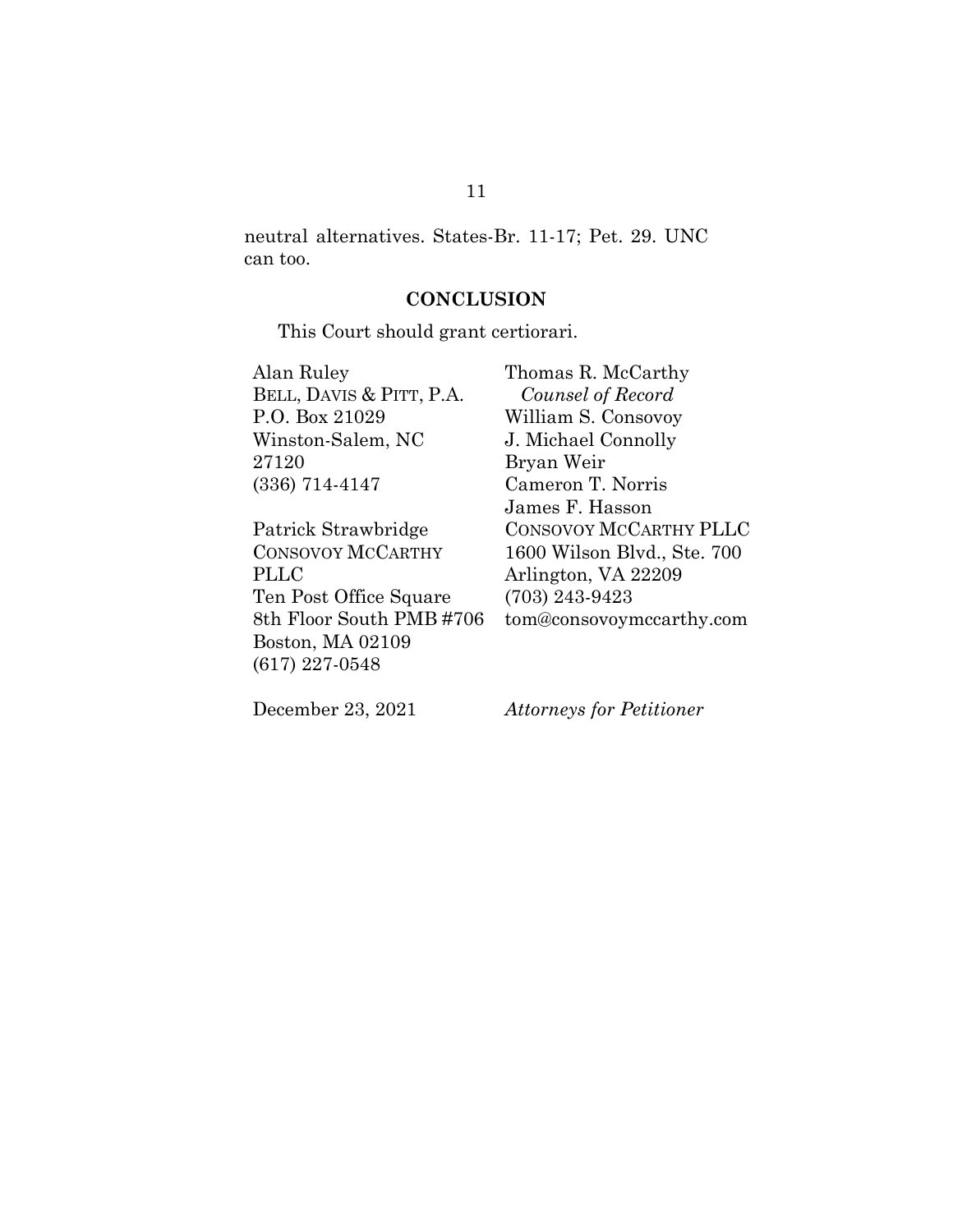neutral alternatives. States-Br. 11-17; Pet. 29. UNC can too.

## CONCLUSION

This Court should grant certiorari.

Alan Ruley
BELL, DAVIS & PITT, P.A.
P.O. Box 21029
Winston-Salem, NC
27120
(336) 714-4147

Patrick Strawbridge
CONSOVOY MCCARTHY
PLLC
Ten Post Office Square
8th Floor South PMB #706
Boston, MA 02109
(617) 227-0548

Thomas R. McCarthy
*Counsel of Record*
William S. Consovoy
J. Michael Connolly
Bryan Weir
Cameron T. Norris
James F. Hasson
CONSOVOY MCCARTHY PLLC
1600 Wilson Blvd., Ste. 700
Arlington, VA 22209
(703) 243-9423
tom@consovoymccarthy.com

December 23, 2021

*Attorneys for Petitioner*